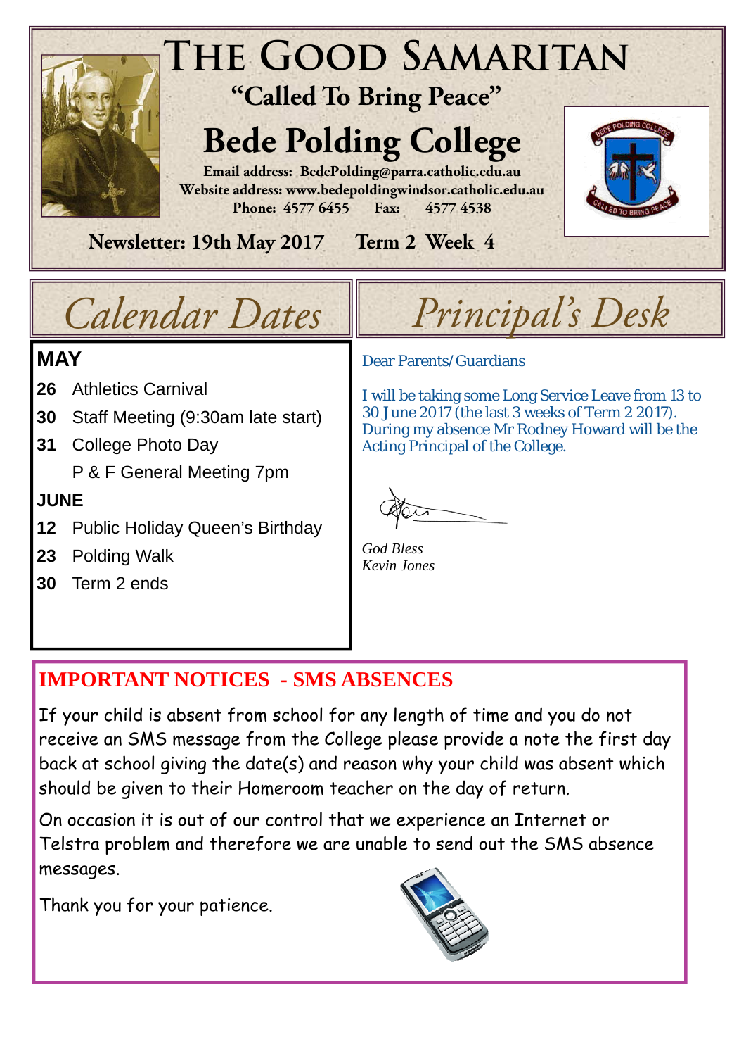# The Good Samaritan

**"Called To Bring Peace"**

## Bede Polding College

**Email address: BedePolding@parra.catholic.edu.au**
**Website address: www.bedepoldingwindsor.catholic.edu.au**
**Phone: 4577 6455 Fax: 4577 4538**

**Newsletter: 19th May 2017 Term 2 Week 4**

## Calendar Dates

**MAY**

- **26** Athletics Carnival
- **30** Staff Meeting (9:30am late start)
- **31** College Photo Day
  P & F General Meeting 7pm

**JUNE**

- **12** Public Holiday Queen's Birthday
- **23** Polding Walk
- **30** Term 2 ends

## Principal's Desk

Dear Parents/Guardians

I will be taking some Long Service Leave from 13 to 30 June 2017 (the last 3 weeks of Term 2 2017). During my absence Mr Rodney Howard will be the Acting Principal of the College.

*God Bless*
*Kevin Jones*

## IMPORTANT NOTICES - SMS ABSENCES

If your child is absent from school for any length of time and you do not receive an SMS message from the College please provide a note the first day back at school giving the date(s) and reason why your child was absent which should be given to their Homeroom teacher on the day of return.

On occasion it is out of our control that we experience an Internet or Telstra problem and therefore we are unable to send out the SMS absence messages.

Thank you for your patience.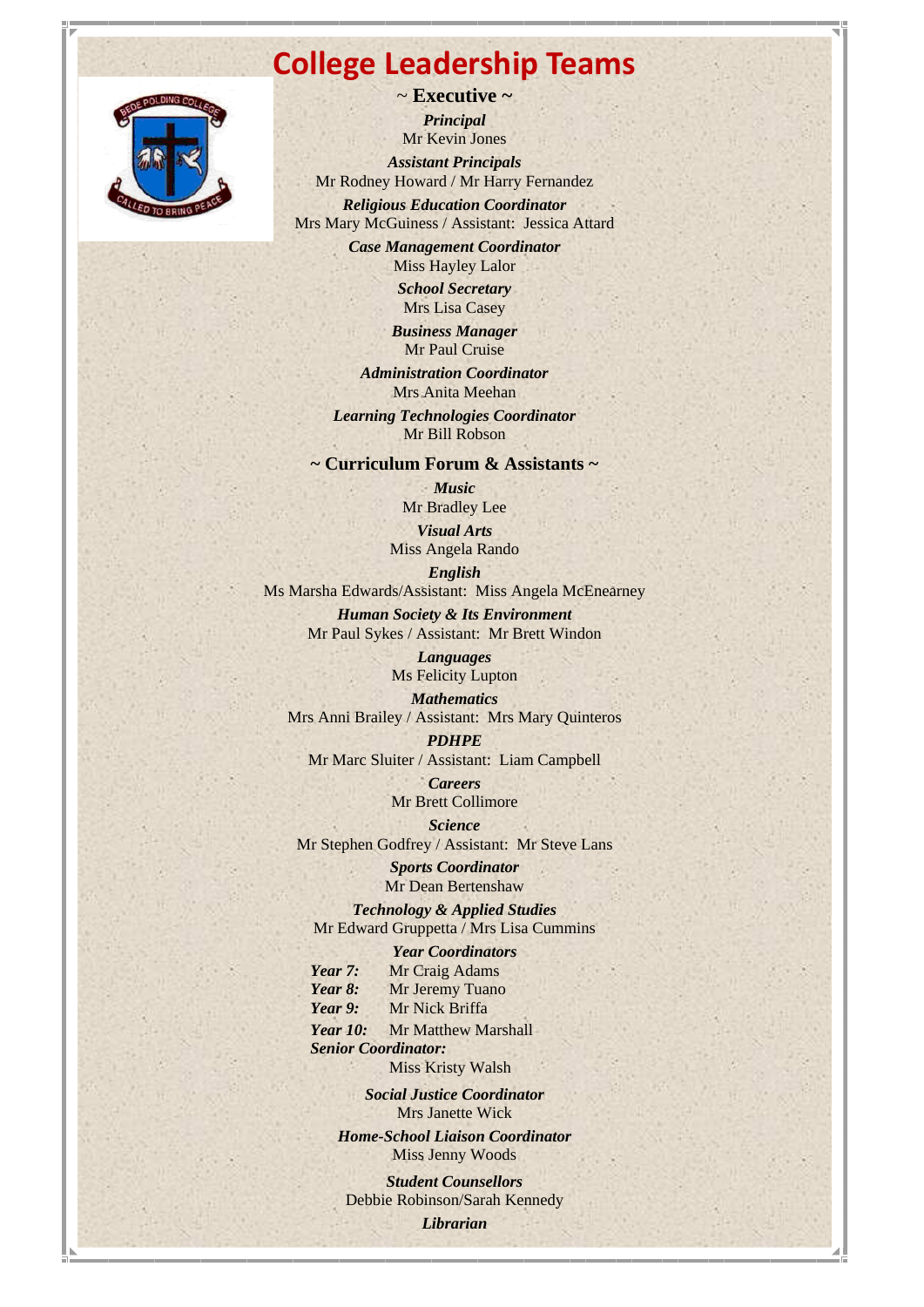# College Leadership Teams

## ~ Executive ~

***Principal***
Mr Kevin Jones

***Assistant Principals***
Mr Rodney Howard / Mr Harry Fernandez

***Religious Education Coordinator***
Mrs Mary McGuiness / Assistant: Jessica Attard

***Case Management Coordinator***
Miss Hayley Lalor

***School Secretary***
Mrs Lisa Casey

***Business Manager***
Mr Paul Cruise

***Administration Coordinator***
Mrs Anita Meehan

***Learning Technologies Coordinator***
Mr Bill Robson

## ~ Curriculum Forum & Assistants ~

***Music***
Mr Bradley Lee

***Visual Arts***
Miss Angela Rando

***English***
Ms Marsha Edwards/Assistant: Miss Angela McEnearney

***Human Society & Its Environment***
Mr Paul Sykes / Assistant: Mr Brett Windon

***Languages***
Ms Felicity Lupton

***Mathematics***
Mrs Anni Brailey / Assistant: Mrs Mary Quinteros

***PDHPE***
Mr Marc Sluiter / Assistant: Liam Campbell

***Careers***
Mr Brett Collimore

***Science***
Mr Stephen Godfrey / Assistant: Mr Steve Lans

***Sports Coordinator***
Mr Dean Bertenshaw

***Technology & Applied Studies***
Mr Edward Gruppetta / Mrs Lisa Cummins

***Year Coordinators***

***Year 7:*** Mr Craig Adams
***Year 8:*** Mr Jeremy Tuano
***Year 9:*** Mr Nick Briffa
***Year 10:*** Mr Matthew Marshall
***Senior Coordinator:***
Miss Kristy Walsh

***Social Justice Coordinator***
Mrs Janette Wick

***Home-School Liaison Coordinator***
Miss Jenny Woods

***Student Counsellors***
Debbie Robinson/Sarah Kennedy

***Librarian***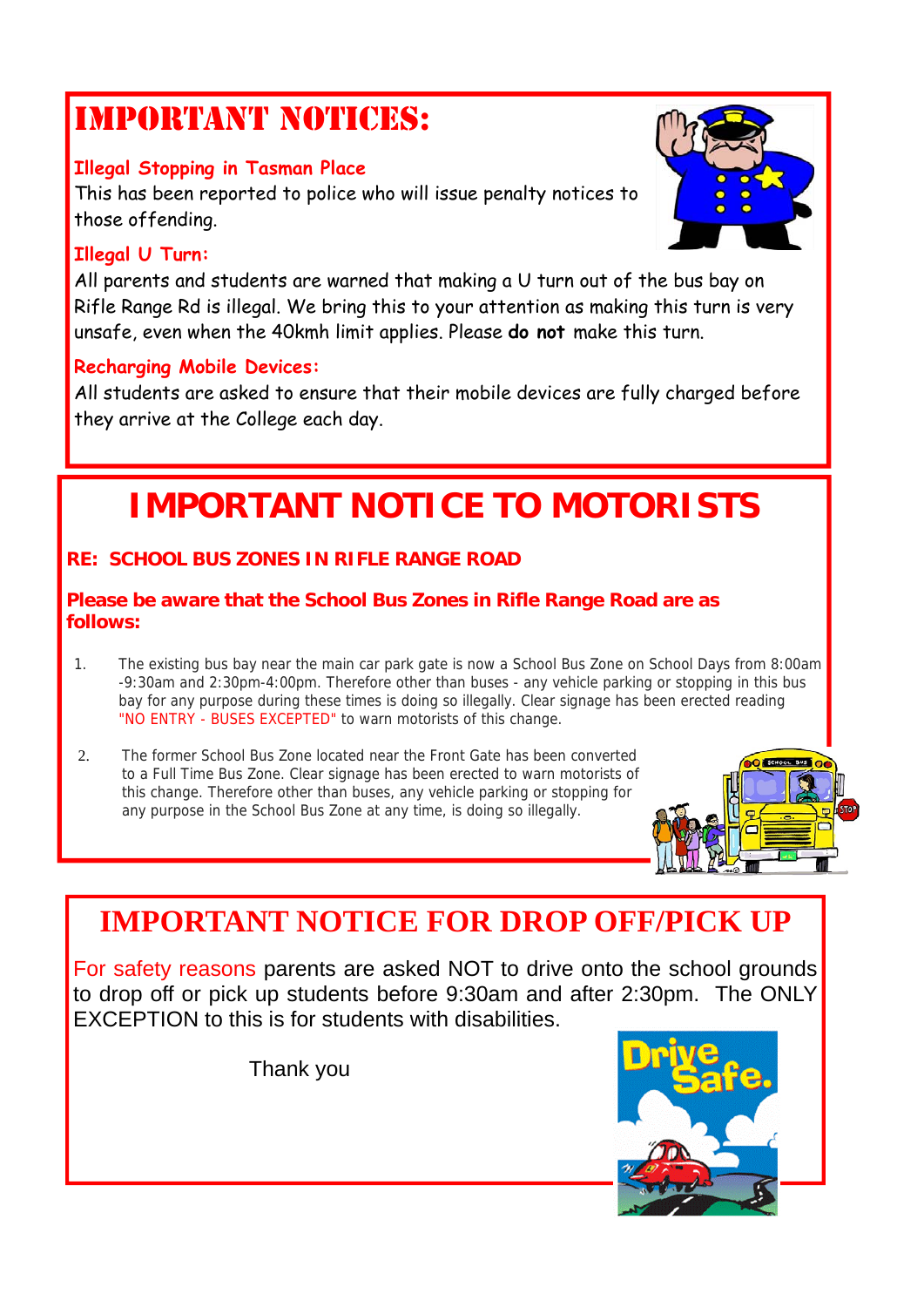# IMPORTANT NOTICES:

### Illegal Stopping in Tasman Place

This has been reported to police who will issue penalty notices to those offending.

### Illegal U Turn:

All parents and students are warned that making a U turn out of the bus bay on Rifle Range Rd is illegal. We bring this to your attention as making this turn is very unsafe, even when the 40kmh limit applies. Please **do not** make this turn.

### Recharging Mobile Devices:

All students are asked to ensure that their mobile devices are fully charged before they arrive at the College each day.

# IMPORTANT NOTICE TO MOTORISTS

**RE: SCHOOL BUS ZONES IN RIFLE RANGE ROAD**

**Please be aware that the School Bus Zones in Rifle Range Road are as follows:**

1. The existing bus bay near the main car park gate is now a School Bus Zone on School Days from 8:00am -9:30am and 2:30pm-4:00pm. Therefore other than buses - any vehicle parking or stopping in this bus bay for any purpose during these times is doing so illegally. Clear signage has been erected reading "NO ENTRY - BUSES EXCEPTED" to warn motorists of this change.

2. The former School Bus Zone located near the Front Gate has been converted to a Full Time Bus Zone. Clear signage has been erected to warn motorists of this change. Therefore other than buses, any vehicle parking or stopping for any purpose in the School Bus Zone at any time, is doing so illegally.

# IMPORTANT NOTICE FOR DROP OFF/PICK UP

For safety reasons parents are asked NOT to drive onto the school grounds to drop off or pick up students before 9:30am and after 2:30pm. The ONLY EXCEPTION to this is for students with disabilities.

Thank you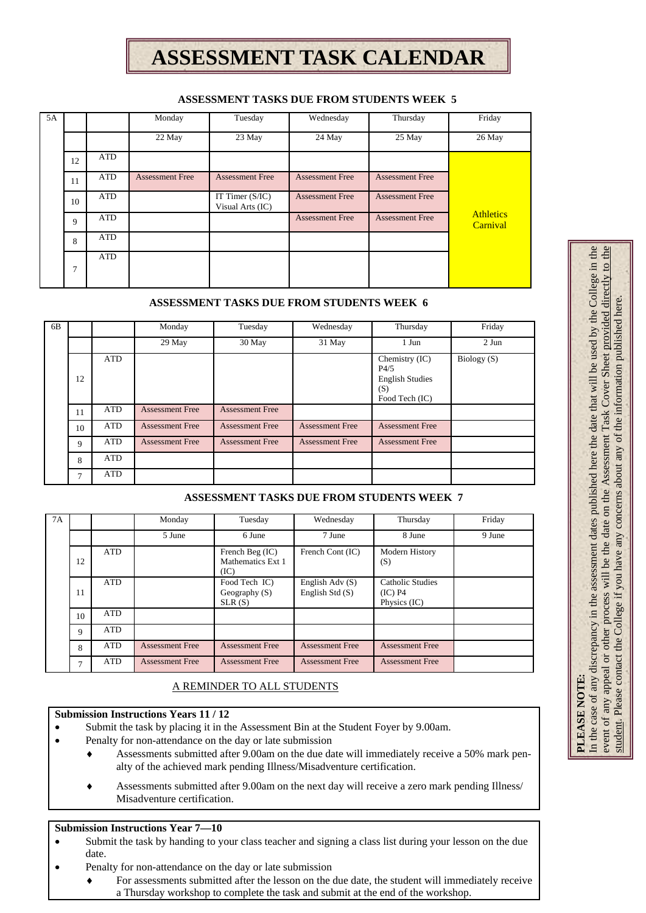# ASSESSMENT TASK CALENDAR

### ASSESSMENT TASKS DUE FROM STUDENTS WEEK 5

| 5A | | | Monday | Tuesday | Wednesday | Thursday | Friday |
|---|---|---|---|---|---|---|---|
| | | | 22 May | 23 May | 24 May | 25 May | 26 May |
| | 12 | ATD | | | | | Athletics Carnival |
| | 11 | ATD | Assessment Free | Assessment Free | Assessment Free | Assessment Free | |
| | 10 | ATD | | IT Timer (S/IC) Visual Arts (IC) | Assessment Free | Assessment Free | |
| | 9 | ATD | | | Assessment Free | Assessment Free | |
| | 8 | ATD | | | | | |
| | 7 | ATD | | | | | |

### ASSESSMENT TASKS DUE FROM STUDENTS WEEK 6

| 6B | | | Monday | Tuesday | Wednesday | Thursday | Friday |
|---|---|---|---|---|---|---|---|
| | | | 29 May | 30 May | 31 May | 1 Jun | 2 Jun |
| | 12 | ATD | | | | Chemistry (IC) P4/5 English Studies (S) Food Tech (IC) | Biology (S) |
| | 11 | ATD | Assessment Free | Assessment Free | | | |
| | 10 | ATD | Assessment Free | Assessment Free | Assessment Free | Assessment Free | |
| | 9 | ATD | Assessment Free | Assessment Free | Assessment Free | Assessment Free | |
| | 8 | ATD | | | | | |
| | 7 | ATD | | | | | |

### ASSESSMENT TASKS DUE FROM STUDENTS WEEK 7

| 7A | | | Monday | Tuesday | Wednesday | Thursday | Friday |
|---|---|---|---|---|---|---|---|
| | | | 5 June | 6 June | 7 June | 8 June | 9 June |
| | 12 | ATD | | French Beg (IC) Mathematics Ext 1 (IC) | French Cont (IC) | Modern History (S) | |
| | 11 | ATD | | Food Tech IC) Geography (S) SLR (S) | English Adv (S) English Std (S) | Catholic Studies (IC) P4 Physics (IC) | |
| | 10 | ATD | | | | | |
| | 9 | ATD | | | | | |
| | 8 | ATD | Assessment Free | Assessment Free | Assessment Free | Assessment Free | |
| | 7 | ATD | Assessment Free | Assessment Free | Assessment Free | Assessment Free | |

A REMINDER TO ALL STUDENTS

**Submission Instructions Years 11 / 12**

- Submit the task by placing it in the Assessment Bin at the Student Foyer by 9.00am.
- Penalty for non-attendance on the day or late submission
  - Assessments submitted after 9.00am on the due date will immediately receive a 50% mark penalty of the achieved mark pending Illness/Misadventure certification.
  - Assessments submitted after 9.00am on the next day will receive a zero mark pending Illness/ Misadventure certification.

**Submission Instructions Year 7—10**

- Submit the task by handing to your class teacher and signing a class list during your lesson on the due date.
- Penalty for non-attendance on the day or late submission
  - For assessments submitted after the lesson on the due date, the student will immediately receive a Thursday workshop to complete the task and submit at the end of the workshop.

**PLEASE NOTE:** In the case of any discrepancy in the assessment dates published here the date that will be used by the College in the event of any appeal or other process will be the date on the Assessment Task Cover Sheet provided directly to the student. Please contact the College if you have any concerns about any of the information published here.